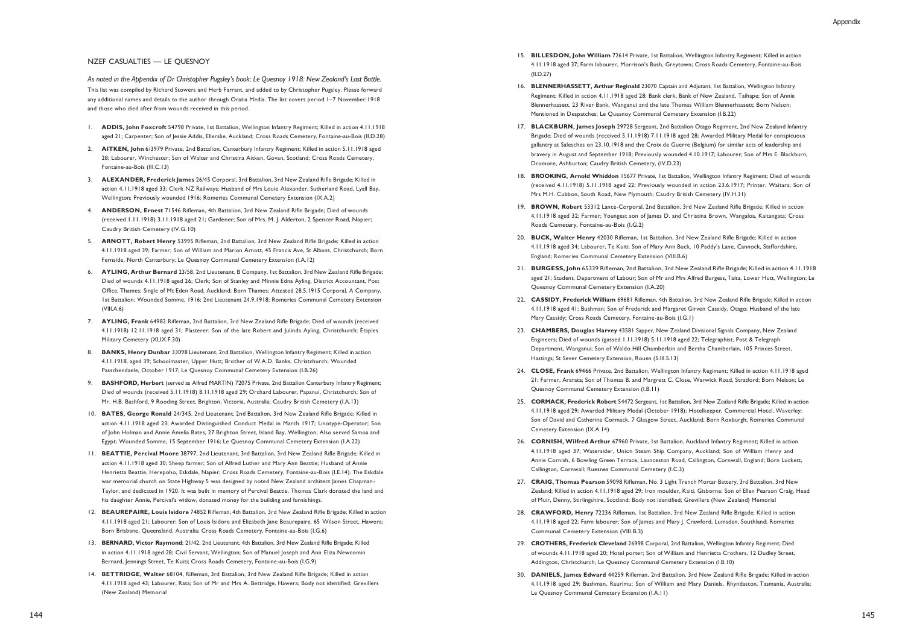## NZEF CASUALTIES — LE QUESNOY

*As noted in the Appendix of Dr Christopher Pugsley's book: Le Quesnoy 1918: New Zealand's Last Battle.*
This list was compiled by Richard Stowers and Herb Farrant, and added to by Christopher Pugsley. Please forward any additional names and details to the author through Oratia Media. The list covers period 1–7 November 1918 and those who died after from wounds received in this period.

1. **ADDIS, John Foxcroft** 54798 Private, 1st Battalion, Wellington Infantry Regiment; Killed in action 4.11.1918 aged 21; Carpenter; Son of Jessie Addis, Ellerslie, Auckland; Cross Roads Cemetery, Fontaine-au-Bois (II.D.28)
2. **AITKEN, John** 6/3979 Private, 2nd Battalion, Canterbury Infantry Regiment; Killed in action 5.11.1918 aged 28; Labourer, Winchester; Son of Walter and Christina Aitken, Govan, Scotland; Cross Roads Cemetery, Fontaine-au-Bois (III.C.13)
3. **ALEXANDER, Frederick James** 26/45 Corporal, 3rd Battalion, 3rd New Zealand Rifle Brigade; Killed in action 4.11.1918 aged 33; Clerk NZ Railways; Husband of Mrs Louie Alexander, Sutherland Road, Lyall Bay, Wellington; Previously wounded 1916; Romeries Communal Cemetery Extension (IX.A.2)
4. **ANDERSON, Ernest** 71546 Rifleman, 4th Battalion, 3rd New Zealand Rifle Brigade; Died of wounds (received 1.11.1918) 3.11.1918 aged 21; Gardener; Son of Mrs. M. J. Alderton, 2 Spencer Road, Napier; Caudry British Cemetery (IV.G.10)
5. **ARNOTT, Robert Henry** 53995 Rifleman, 2nd Battalion, 3rd New Zealand Rifle Brigade; Killed in action 4.11.1918 aged 39; Farmer; Son of William and Marion Arnott, 45 Francis Ave, St Albans, Christchurch; Born Fernside, North Canterbury; Le Quesnoy Communal Cemetery Extension (I.A.12)
6. **AYLING, Arthur Bernard** 23/58, 2nd Lieutenant, B Company, 1st Battalion, 3rd New Zealand Rifle Brigade; Died of wounds 4.11.1918 aged 26; Clerk; Son of Stanley and Minnie Edna Ayling, District Accountant, Post Office, Thames; Single of Mt Eden Road, Auckland; Born Thames; Attested 28.5.1915 Corporal, A Company, 1st Battalion; Wounded Somme, 1916; 2nd Lieutenant 24.9.1918; Romeries Communal Cemetery Extension (VIII.A.6)
7. **AYLING, Frank** 64982 Rifleman, 2nd Battalion, 3rd New Zealand Rifle Brigade; Died of wounds (received 4.11.1918) 12.11.1918 aged 31; Plasterer; Son of the late Robert and Julinda Ayling, Christchurch; Étaples Military Cemetery (XLIX.F.30)
8. **BANKS, Henry Dunbar** 33098 Lieutenant, 2nd Battalion, Wellington Infantry Regiment; Killed in action 4.11.1918, aged 39; Schoolmaster, Upper Hutt; Brother of W.A.D. Banks, Christchurch; Wounded Passchendaele, October 1917; Le Quesnoy Communal Cemetery Extension (I.B.26)
9. **BASHFORD, Herbert** (served as Alfred MARTIN) 72075 Private, 2nd Battalion Canterbury Infantry Regiment; Died of wounds (received 5.11.1918) 8.11.1918 aged 29; Orchard Labourer, Papanui, Christchurch; Son of Mr. H.B. Bashford, 9 Rooding Street, Brighton, Victoria, Australia; Caudry British Cemetery (I.A.13)
10. **BATES, George Ronald** 24/345, 2nd Lieutenant, 2nd Battalion, 3rd New Zealand Rifle Brigade; Killed in action 4.11.1918 aged 23; Awarded Distinguished Conduct Medal in March 1917; Linotype-Operator; Son of John Holman and Annie Amelia Bates, 27 Brighton Street, Island Bay, Wellington; Also served Samoa and Egypt; Wounded Somme, 15 September 1916; Le Quesnoy Communal Cemetery Extension (I.A.22)
11. **BEATTIE, Percival Moore** 38797, 2nd Lieutenant, 3rd Battalion, 3rd New Zealand Rifle Brigade; Killed in action 4.11.1918 aged 30; Sheep farmer; Son of Alfred Luther and Mary Ann Beattie; Husband of Annie Henrietta Beattie, Herepoho, Eskdale, Napier; Cross Roads Cemetery, Fontaine-au-Bois (I.E.14). The Eskdale war memorial church on State Highway 5 was designed by noted New Zealand architect James Chapman-Taylor, and dedicated in 1920. It was built in memory of Percival Beattie. Thomas Clark donated the land and his daughter Annie, Percival's widow, donated money for the building and furnishings.
12. **BEAUREPAIRE, Louis Isidore** 74852 Rifleman, 4th Battalion, 3rd New Zealand Rifle Brigade; Killed in action 4.11.1918 aged 21; Labourer; Son of Louis Isidore and Elizabeth Jane Beaurepaire, 65 Wilson Street, Hawera; Born Brisbane, Queensland, Australia; Cross Roads Cemetery, Fontaine-au-Bois (I.G.6)
13. **BERNARD, Victor Raymond**; 21/42, 2nd Lieutenant, 4th Battalion, 3rd New Zealand Rifle Brigade; Killed in action 4.11.1918 aged 28; Civil Servant, Wellington; Son of Manuel Joseph and Ann Eliza Newcomin Bernard, Jennings Street, Te Kuiti; Cross Roads Cemetery, Fontaine-au-Bois (I.G.9)
14. **BETTRIDGE, Walter** 68104, Rifleman, 3rd Battalion, 3rd New Zealand Rifle Brigade; Killed in action 4.11.1918 aged 43; Labourer, Rata; Son of Mr and Mrs A. Bettridge, Hawera; Body not identified; Grevillers (New Zealand) Memorial
15. **BILLESDON, John William** 72614 Private, 1st Battalion, Wellington Infantry Regiment; Killed in action 4.11.1918 aged 37; Farm labourer, Morrison's Bush, Greytown; Cross Roads Cemetery, Fontaine-au-Bois (II.D.27)
16. **BLENNERHASSETT, Arthur Reginald** 23070 Captain and Adjutant, 1st Battalion, Wellington Infantry Regiment; Killed in action 4.11.1918 aged 28; Bank clerk, Bank of New Zealand, Taihape; Son of Annie Blennerhassett, 23 River Bank, Wanganui and the late Thomas William Blennerhassett; Born Nelson; Mentioned in Despatches; Le Quesnoy Communal Cemetery Extension (I.B.22)
17. **BLACKBURN, James Joseph** 29728 Sergeant, 2nd Battalion Otago Regiment, 2nd New Zealand Infantry Brigade; Died of wounds (received 5.11.1918) 7.11.1918 aged 28; Awarded Military Medal for conspicuous gallantry at Salesches on 23.10.1918 and the Croix de Guerre (Belgium) for similar acts of leadership and bravery in August and September 1918; Previously wounded 4.10.1917; Labourer; Son of Mrs E. Blackburn, Dromore, Ashburton; Caudry British Cemetery, (IV.D.23)
18. **BROOKING, Arnold Whiddon** 15677 Private, 1st Battalion, Wellington Infantry Regiment; Died of wounds (received 4.11.1918) 5.11.1918 aged 22; Previously wounded in action 23.6.1917; Printer, Waitara; Son of Mrs M.H. Cubbon, South Road, New Plymouth; Caudry British Cemetery (IV.H.31)
19. **BROWN, Robert** 53312 Lance-Corporal, 2nd Battalion, 3rd New Zealand Rifle Brigade; Killed in action 4.11.1918 aged 32; Farmer; Youngest son of James D. and Christina Brown, Wangaloa, Kaitangata; Cross Roads Cemetery, Fontaine-au-Bois (I.G.2)
20. **BUCK, Walter Henry** 42030 Rifleman, 1st Battalion, 3rd New Zealand Rifle Brigade; Killed in action 4.11.1918 aged 34; Labourer, Te Kuiti; Son of Mary Ann Buck, 10 Paddy's Lane, Cannock, Staffordshire, England; Romeries Communal Cemetery Extension (VIII.B.6)
21. **BURGESS, John** 65339 Rifleman, 2nd Battalion, 3rd New Zealand Rifle Brigade; Killed in action 4.11.1918 aged 21; Student, Department of Labour; Son of Mr and Mrs Alfred Burgess, Taita, Lower Hutt, Wellington; Le Quesnoy Communal Cemetery Extension (I.A.20)
22. **CASSIDY, Frederick William** 69681 Rifleman, 4th Battalion, 3rd New Zealand Rifle Brigade; Killed in action 4.11.1918 aged 41; Bushman; Son of Frederick and Margaret Girven Cassidy, Otago; Husband of the late Mary Cassidy; Cross Roads Cemetery, Fontaine-au-Bois (I.G.1)
23. **CHAMBERS, Douglas Harvey** 43581 Sapper, New Zealand Divisional Signals Company, New Zealand Engineers; Died of wounds (gassed 1.11.1918) 5.11.1918 aged 22; Telegraphist, Post & Telegraph Department, Wanganui; Son of Waldo Hill Chamberlain and Bertha Chamberlain, 105 Princes Street, Hastings; St Sever Cemetery Extension, Rouen (S.III.S.13)
24. **CLOSE, Frank** 69466 Private, 2nd Battalion, Wellington Infantry Regiment; Killed in action 4.11.1918 aged 21; Farmer, Ararata; Son of Thomas B. and Margrett C. Close, Warwick Road, Stratford; Born Nelson; Le Quesnoy Communal Cemetery Extension (I.B.11)
25. **CORMACK, Frederick Robert** 54472 Sergeant, 1st Battalion, 3rd New Zealand Rifle Brigade; Killed in action 4.11.1918 aged 29; Awarded Military Medal (October 1918); Hotelkeeper, Commercial Hotel, Waverley; Son of David and Catherine Cormack, 7 Glasgow Street, Auckland; Born Roxburgh; Romeries Communal Cemetery Extension (IX.A.14)
26. **CORNISH, Wilfred Arthur** 67960 Private, 1st Battalion, Auckland Infantry Regiment; Killed in action 4.11.1918 aged 37; Watersider, Union Steam Ship Company, Auckland; Son of William Henry and Annie Cornish, 6 Bowling Green Terrace, Launceston Road, Callington, Cornwall, England; Born Luckett, Callington, Cornwall; Ruesnes Communal Cemetery (I.C.3)
27. **CRAIG, Thomas Pearson** 59098 Rifleman, No. 3 Light Trench Mortar Battery, 3rd Battalion, 3rd New Zealand; Killed in action 4.11.1918 aged 29; Iron moulder, Kaiti, Gisborne; Son of Ellen Pearson Craig, Head of Muir, Denny, Stirlingshire, Scotland; Body not identified; Grevillers (New Zealand) Memorial
28. **CRAWFORD, Henry** 72236 Rifleman, 1st Battalion, 3rd New Zealand Rifle Brigade; Killed in action 4.11.1918 aged 22; Farm labourer; Son of James and Mary J. Crawford, Lumsden, Southland; Romeries Communal Cemetery Extension (VIII.B.3)
29. **CROTHERS, Frederick Cleveland** 26998 Corporal, 2nd Battalion, Wellington Infantry Regiment; Died of wounds 4.11.1918 aged 20; Hotel porter; Son of William and Henrietta Crothers, 12 Dudley Street, Addington, Christchurch; Le Quesnoy Communal Cemetery Extension (I.B.10)
30. **DANIELS, James Edward** 44259 Rifleman, 2nd Battalion, 3rd New Zealand Rifle Brigade; Killed in action 4.11.1918 aged 29; Bushman, Raurimu; Son of William and Mary Daniels, Rhyndaston, Tasmania, Australia; Le Quesnoy Communal Cemetery Extension (I.A.11)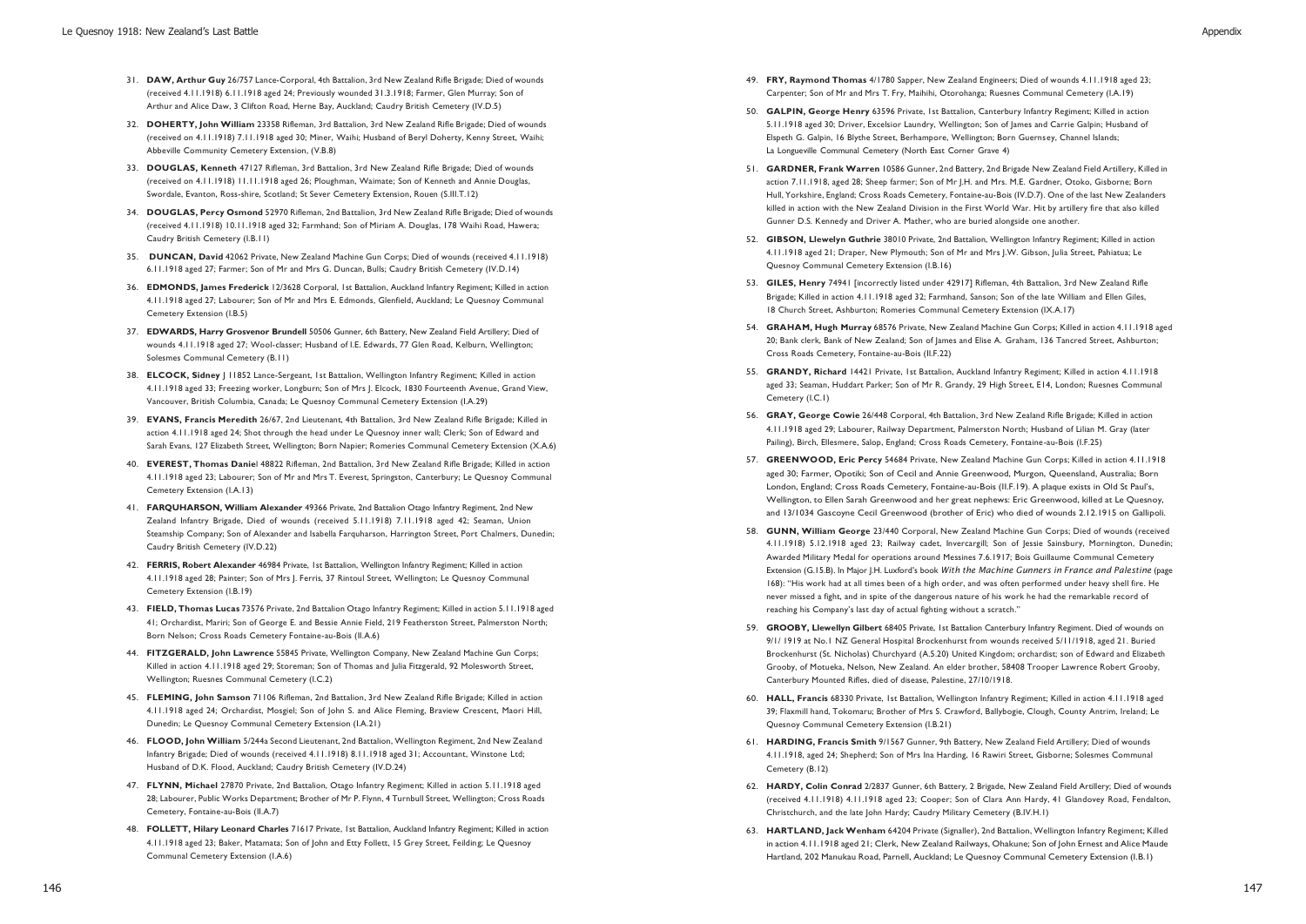31. **DAW, Arthur Guy** 26/757 Lance-Corporal, 4th Battalion, 3rd New Zealand Rifle Brigade; Died of wounds (received 4.11.1918) 6.11.1918 aged 24; Previously wounded 31.3.1918; Farmer, Glen Murray; Son of Arthur and Alice Daw, 3 Clifton Road, Herne Bay, Auckland; Caudry British Cemetery (IV.D.5)

32. **DOHERTY, John William** 23358 Rifleman, 3rd Battalion, 3rd New Zealand Rifle Brigade; Died of wounds (received on 4.11.1918) 7.11.1918 aged 30; Miner, Waihi; Husband of Beryl Doherty, Kenny Street, Waihi; Abbeville Community Cemetery Extension, (V.B.8)

33. **DOUGLAS, Kenneth** 47127 Rifleman, 3rd Battalion, 3rd New Zealand Rifle Brigade; Died of wounds (received on 4.11.1918) 11.11.1918 aged 26; Ploughman, Waimate; Son of Kenneth and Annie Douglas, Swordale, Evanton, Ross-shire, Scotland; St Sever Cemetery Extension, Rouen (S.III.T.12)

34. **DOUGLAS, Percy Osmond** 52970 Rifleman, 2nd Battalion, 3rd New Zealand Rifle Brigade; Died of wounds (received 4.11.1918) 10.11.1918 aged 32; Farmhand; Son of Miriam A. Douglas, 178 Waihi Road, Hawera; Caudry British Cemetery (I.B.11)

35. **DUNCAN, David** 42062 Private, New Zealand Machine Gun Corps; Died of wounds (received 4.11.1918) 6.11.1918 aged 27; Farmer; Son of Mr and Mrs G. Duncan, Bulls; Caudry British Cemetery (IV.D.14)

36. **EDMONDS, James Frederick** 12/3628 Corporal, 1st Battalion, Auckland Infantry Regiment; Killed in action 4.11.1918 aged 27; Labourer; Son of Mr and Mrs E. Edmonds, Glenfield, Auckland; Le Quesnoy Communal Cemetery Extension (I.B.5)

37. **EDWARDS, Harry Grosvenor Brundell** 50506 Gunner, 6th Battery, New Zealand Field Artillery; Died of wounds 4.11.1918 aged 27; Wool-classer; Husband of I.E. Edwards, 77 Glen Road, Kelburn, Wellington; Solesmes Communal Cemetery (B.11)

38. **ELCOCK, Sidney** J 11852 Lance-Sergeant, 1st Battalion, Wellington Infantry Regiment; Killed in action 4.11.1918 aged 33; Freezing worker, Longburn; Son of Mrs J. Elcock, 1830 Fourteenth Avenue, Grand View, Vancouver, British Columbia, Canada; Le Quesnoy Communal Cemetery Extension (I.A.29)

39. **EVANS, Francis Meredith** 26/67, 2nd Lieutenant, 4th Battalion, 3rd New Zealand Rifle Brigade; Killed in action 4.11.1918 aged 24; Shot through the head under Le Quesnoy inner wall; Clerk; Son of Edward and Sarah Evans, 127 Elizabeth Street, Wellington; Born Napier; Romeries Communal Cemetery Extension (X.A.6)

40. **EVEREST, Thomas Daniel** 48822 Rifleman, 2nd Battalion, 3rd New Zealand Rifle Brigade; Killed in action 4.11.1918 aged 23; Labourer; Son of Mr and Mrs T. Everest, Springston, Canterbury; Le Quesnoy Communal Cemetery Extension (I.A.13)

41. **FARQUHARSON, William Alexander** 49366 Private, 2nd Battalion Otago Infantry Regiment, 2nd New Zealand Infantry Brigade, Died of wounds (received 5.11.1918) 7.11.1918 aged 42; Seaman, Union Steamship Company; Son of Alexander and Isabella Farquharson, Harrington Street, Port Chalmers, Dunedin; Caudry British Cemetery (IV.D.22)

42. **FERRIS, Robert Alexander** 46984 Private, 1st Battalion, Wellington Infantry Regiment; Killed in action 4.11.1918 aged 28; Painter; Son of Mrs J. Ferris, 37 Rintoul Street, Wellington; Le Quesnoy Communal Cemetery Extension (I.B.19)

43. **FIELD, Thomas Lucas** 73576 Private, 2nd Battalion Otago Infantry Regiment; Killed in action 5.11.1918 aged 41; Orchardist, Mariri; Son of George E. and Bessie Annie Field, 219 Featherston Street, Palmerston North; Born Nelson; Cross Roads Cemetery Fontaine-au-Bois (II.A.6)

44. **FITZGERALD, John Lawrence** 55845 Private, Wellington Company, New Zealand Machine Gun Corps; Killed in action 4.11.1918 aged 29; Storeman; Son of Thomas and Julia Fitzgerald, 92 Molesworth Street, Wellington; Ruesnes Communal Cemetery (I.C.2)

45. **FLEMING, John Samson** 71106 Rifleman, 2nd Battalion, 3rd New Zealand Rifle Brigade; Killed in action 4.11.1918 aged 24; Orchardist, Mosgiel; Son of John S. and Alice Fleming, Braview Crescent, Maori Hill, Dunedin; Le Quesnoy Communal Cemetery Extension (I.A.21)

46. **FLOOD, John William** 5/244a Second Lieutenant, 2nd Battalion, Wellington Regiment, 2nd New Zealand Infantry Brigade; Died of wounds (received 4.11.1918) 8.11.1918 aged 31; Accountant, Winstone Ltd; Husband of D.K. Flood, Auckland; Caudry British Cemetery (IV.D.24)

47. **FLYNN, Michael** 27870 Private, 2nd Battalion, Otago Infantry Regiment; Killed in action 5.11.1918 aged 28; Labourer, Public Works Department; Brother of Mr P. Flynn, 4 Turnbull Street, Wellington; Cross Roads Cemetery, Fontaine-au-Bois (II.A.7)

48. **FOLLETT, Hilary Leonard Charles** 71617 Private, 1st Battalion, Auckland Infantry Regiment; Killed in action 4.11.1918 aged 23; Baker, Matamata; Son of John and Etty Follett, 15 Grey Street, Feilding; Le Quesnoy Communal Cemetery Extension (I.A.6)

49. **FRY, Raymond Thomas** 4/1780 Sapper, New Zealand Engineers; Died of wounds 4.11.1918 aged 23; Carpenter; Son of Mr and Mrs T. Fry, Maihihi, Otorohanga; Ruesnes Communal Cemetery (I.A.19)

50. **GALPIN, George Henry** 63596 Private, 1st Battalion, Canterbury Infantry Regiment; Killed in action 5.11.1918 aged 30; Driver, Excelsior Laundry, Wellington; Son of James and Carrie Galpin; Husband of Elspeth G. Galpin, 16 Blythe Street, Berhampore, Wellington; Born Guernsey, Channel Islands; La Longueville Communal Cemetery (North East Corner Grave 4)

51. **GARDNER, Frank Warren** 10586 Gunner, 2nd Battery, 2nd Brigade New Zealand Field Artillery, Killed in action 7.11.1918, aged 28; Sheep farmer; Son of Mr J.H. and Mrs. M.E. Gardner, Otoko, Gisborne; Born Hull, Yorkshire, England; Cross Roads Cemetery, Fontaine-au-Bois (IV.D.7). One of the last New Zealanders killed in action with the New Zealand Division in the First World War. Hit by artillery fire that also killed Gunner D.S. Kennedy and Driver A. Mather, who are buried alongside one another.

52. **GIBSON, Llewelyn Guthrie** 38010 Private, 2nd Battalion, Wellington Infantry Regiment; Killed in action 4.11.1918 aged 21; Draper, New Plymouth; Son of Mr and Mrs J.W. Gibson, Julia Street, Pahiatua; Le Quesnoy Communal Cemetery Extension (I.B.16)

53. **GILES, Henry** 74941 [incorrectly listed under 42917] Rifleman, 4th Battalion, 3rd New Zealand Rifle Brigade; Killed in action 4.11.1918 aged 32; Farmhand, Sanson; Son of the late William and Ellen Giles, 18 Church Street, Ashburton; Romeries Communal Cemetery Extension (IX.A.17)

54. **GRAHAM, Hugh Murray** 68576 Private, New Zealand Machine Gun Corps; Killed in action 4.11.1918 aged 20; Bank clerk, Bank of New Zealand; Son of James and Elise A. Graham, 136 Tancred Street, Ashburton; Cross Roads Cemetery, Fontaine-au-Bois (II.F.22)

55. **GRANDY, Richard** 14421 Private, 1st Battalion, Auckland Infantry Regiment; Killed in action 4.11.1918 aged 33; Seaman, Huddart Parker; Son of Mr R. Grandy, 29 High Street, E14, London; Ruesnes Communal Cemetery (I.C.1)

56. **GRAY, George Cowie** 26/448 Corporal, 4th Battalion, 3rd New Zealand Rifle Brigade; Killed in action 4.11.1918 aged 29; Labourer, Railway Department, Palmerston North; Husband of Lilian M. Gray (later Pailing), Birch, Ellesmere, Salop, England; Cross Roads Cemetery, Fontaine-au-Bois (I.F.25)

57. **GREENWOOD, Eric Percy** 54684 Private, New Zealand Machine Gun Corps; Killed in action 4.11.1918 aged 30; Farmer, Opotiki; Son of Cecil and Annie Greenwood, Murgon, Queensland, Australia; Born London, England; Cross Roads Cemetery, Fontaine-au-Bois (II.F.19). A plaque exists in Old St Paul's, Wellington, to Ellen Sarah Greenwood and her great nephews: Eric Greenwood, killed at Le Quesnoy, and 13/1034 Gascoyne Cecil Greenwood (brother of Eric) who died of wounds 2.12.1915 on Gallipoli.

58. **GUNN, William George** 23/440 Corporal, New Zealand Machine Gun Corps; Died of wounds (received 4.11.1918) 5.12.1918 aged 23; Railway cadet, Invercargill; Son of Jessie Sainsbury, Mornington, Dunedin; Awarded Military Medal for operations around Messines 7.6.1917; Bois Guillaume Communal Cemetery Extension (G.15.B). In Major J.H. Luxford's book *With the Machine Gunners in France and Palestine* (page 168): "His work had at all times been of a high order, and was often performed under heavy shell fire. He never missed a fight, and in spite of the dangerous nature of his work he had the remarkable record of reaching his Company's last day of actual fighting without a scratch."

59. **GROOBY, Llewellyn Gilbert** 68405 Private, 1st Battalion Canterbury Infantry Regiment. Died of wounds on 9/1/ 1919 at No.1 NZ General Hospital Brockenhurst from wounds received 5/11/1918, aged 21. Buried Brockenhurst (St. Nicholas) Churchyard (A.5.20) United Kingdom; orchardist; son of Edward and Elizabeth Grooby, of Motueka, Nelson, New Zealand. An elder brother, 58408 Trooper Lawrence Robert Grooby, Canterbury Mounted Rifles, died of disease, Palestine, 27/10/1918.

60. **HALL, Francis** 68330 Private, 1st Battalion, Wellington Infantry Regiment; Killed in action 4.11.1918 aged 39; Flaxmill hand, Tokomaru; Brother of Mrs S. Crawford, Ballybogie, Clough, County Antrim, Ireland; Le Quesnoy Communal Cemetery Extension (I.B.21)

61. **HARDING, Francis Smith** 9/1567 Gunner, 9th Battery, New Zealand Field Artillery; Died of wounds 4.11.1918, aged 24; Shepherd; Son of Mrs Ina Harding, 16 Rawiri Street, Gisborne; Solesmes Communal Cemetery (B.12)

62. **HARDY, Colin Conrad** 2/2837 Gunner, 6th Battery, 2 Brigade, New Zealand Field Artillery; Died of wounds (received 4.11.1918) 4.11.1918 aged 23; Cooper; Son of Clara Ann Hardy, 41 Glandovey Road, Fendalton, Christchurch, and the late John Hardy; Caudry Military Cemetery (B.IV.H.1)

63. **HARTLAND, Jack Wenham** 64204 Private (Signaller), 2nd Battalion, Wellington Infantry Regiment; Killed in action 4.11.1918 aged 21; Clerk, New Zealand Railways, Ohakune; Son of John Ernest and Alice Maude Hartland, 202 Manukau Road, Parnell, Auckland; Le Quesnoy Communal Cemetery Extension (I.B.1)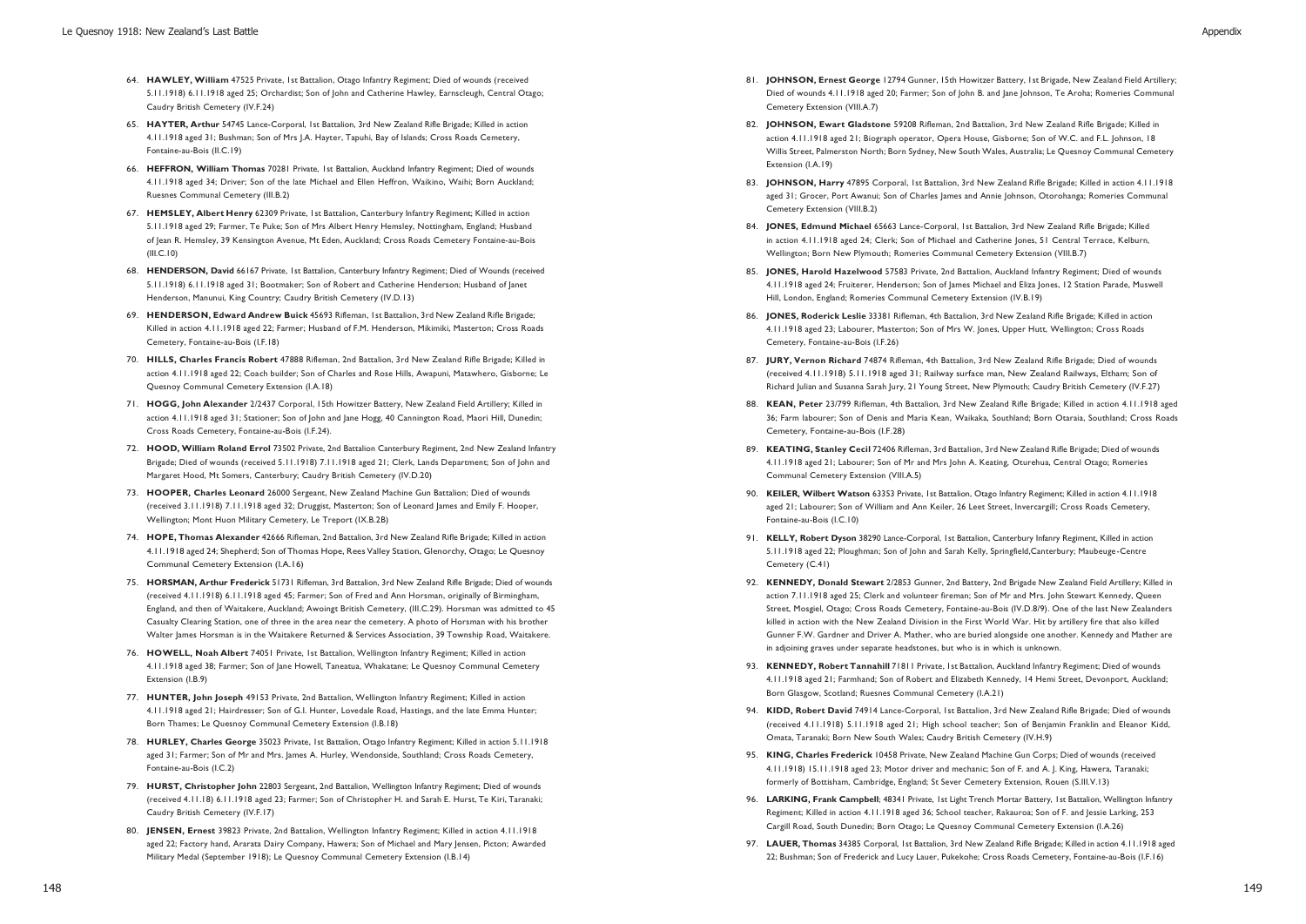64. **HAWLEY, William** 47525 Private, 1st Battalion, Otago Infantry Regiment; Died of wounds (received 5.11.1918) 6.11.1918 aged 25; Orchardist; Son of John and Catherine Hawley, Earnscleugh, Central Otago; Caudry British Cemetery (IV.F.24)

65. **HAYTER, Arthur** 54745 Lance-Corporal, 1st Battalion, 3rd New Zealand Rifle Brigade; Killed in action 4.11.1918 aged 31; Bushman; Son of Mrs J.A. Hayter, Tapuhi, Bay of Islands; Cross Roads Cemetery, Fontaine-au-Bois (II.C.19)

66. **HEFFRON, William Thomas** 70281 Private, 1st Battalion, Auckland Infantry Regiment; Died of wounds 4.11.1918 aged 34; Driver; Son of the late Michael and Ellen Heffron, Waikino, Waihi; Born Auckland; Ruesnes Communal Cemetery (III.B.2)

67. **HEMSLEY, Albert Henry** 62309 Private, 1st Battalion, Canterbury Infantry Regiment; Killed in action 5.11.1918 aged 29; Farmer, Te Puke; Son of Mrs Albert Henry Hemsley, Nottingham, England; Husband of Jean R. Hemsley, 39 Kensington Avenue, Mt Eden, Auckland; Cross Roads Cemetery Fontaine-au-Bois (III.C.10)

68. **HENDERSON, David** 66167 Private, 1st Battalion, Canterbury Infantry Regiment; Died of Wounds (received 5.11.1918) 6.11.1918 aged 31; Bootmaker; Son of Robert and Catherine Henderson; Husband of Janet Henderson, Manunui, King Country; Caudry British Cemetery (IV.D.13)

69. **HENDERSON, Edward Andrew Buick** 45693 Rifleman, 1st Battalion, 3rd New Zealand Rifle Brigade; Killed in action 4.11.1918 aged 22; Farmer; Husband of F.M. Henderson, Mikimiki, Masterton; Cross Roads Cemetery, Fontaine-au-Bois (I.F.18)

70. **HILLS, Charles Francis Robert** 47888 Rifleman, 2nd Battalion, 3rd New Zealand Rifle Brigade; Killed in action 4.11.1918 aged 22; Coach builder; Son of Charles and Rose Hills, Awapuni, Matawhero, Gisborne; Le Quesnoy Communal Cemetery Extension (I.A.18)

71. **HOGG, John Alexander** 2/2437 Corporal, 15th Howitzer Battery, New Zealand Field Artillery; Killed in action 4.11.1918 aged 31; Stationer; Son of John and Jane Hogg, 40 Cannington Road, Maori Hill, Dunedin; Cross Roads Cemetery, Fontaine-au-Bois (I.F.24).

72. **HOOD, William Roland Errol** 73502 Private, 2nd Battalion Canterbury Regiment, 2nd New Zealand Infantry Brigade; Died of wounds (received 5.11.1918) 7.11.1918 aged 21; Clerk, Lands Department; Son of John and Margaret Hood, Mt Somers, Canterbury; Caudry British Cemetery (IV.D.20)

73. **HOOPER, Charles Leonard** 26000 Sergeant, New Zealand Machine Gun Battalion; Died of wounds (received 3.11.1918) 7.11.1918 aged 32; Druggist, Masterton; Son of Leonard James and Emily F. Hooper, Wellington; Mont Huon Military Cemetery, Le Treport (IX.B.2B)

74. **HOPE, Thomas Alexander** 42666 Rifleman, 2nd Battalion, 3rd New Zealand Rifle Brigade; Killed in action 4.11.1918 aged 24; Shepherd; Son of Thomas Hope, Rees Valley Station, Glenorchy, Otago; Le Quesnoy Communal Cemetery Extension (I.A.16)

75. **HORSMAN, Arthur Frederick** 51731 Rifleman, 3rd Battalion, 3rd New Zealand Rifle Brigade; Died of wounds (received 4.11.1918) 6.11.1918 aged 45; Farmer; Son of Fred and Ann Horsman, originally of Birmingham, England, and then of Waitakere, Auckland; Awoingt British Cemetery, (III.C.29). Horsman was admitted to 45 Casualty Clearing Station, one of three in the area near the cemetery. A photo of Horsman with his brother Walter James Horsman is in the Waitakere Returned & Services Association, 39 Township Road, Waitakere.

76. **HOWELL, Noah Albert** 74051 Private, 1st Battalion, Wellington Infantry Regiment; Killed in action 4.11.1918 aged 38; Farmer; Son of Jane Howell, Taneatua, Whakatane; Le Quesnoy Communal Cemetery Extension (I.B.9)

77. **HUNTER, John Joseph** 49153 Private, 2nd Battalion, Wellington Infantry Regiment; Killed in action 4.11.1918 aged 21; Hairdresser; Son of G.I. Hunter, Lovedale Road, Hastings, and the late Emma Hunter; Born Thames; Le Quesnoy Communal Cemetery Extension (I.B.18)

78. **HURLEY, Charles George** 35023 Private, 1st Battalion, Otago Infantry Regiment; Killed in action 5.11.1918 aged 31; Farmer; Son of Mr and Mrs. James A. Hurley, Wendonside, Southland; Cross Roads Cemetery, Fontaine-au-Bois (I.C.2)

79. **HURST, Christopher John** 22803 Sergeant, 2nd Battalion, Wellington Infantry Regiment; Died of wounds (received 4.11.18) 6.11.1918 aged 23; Farmer; Son of Christopher H. and Sarah E. Hurst, Te Kiri, Taranaki; Caudry British Cemetery (IV.F.17)

80. **JENSEN, Ernest** 39823 Private, 2nd Battalion, Wellington Infantry Regiment; Killed in action 4.11.1918 aged 22; Factory hand, Ararata Dairy Company, Hawera; Son of Michael and Mary Jensen, Picton; Awarded Military Medal (September 1918); Le Quesnoy Communal Cemetery Extension (I.B.14)

81. **JOHNSON, Ernest George** 12794 Gunner, 15th Howitzer Battery, 1st Brigade, New Zealand Field Artillery; Died of wounds 4.11.1918 aged 20; Farmer; Son of John B. and Jane Johnson, Te Aroha; Romeries Communal Cemetery Extension (VIII.A.7)

82. **JOHNSON, Ewart Gladstone** 59208 Rifleman, 2nd Battalion, 3rd New Zealand Rifle Brigade; Killed in action 4.11.1918 aged 21; Biograph operator, Opera House, Gisborne; Son of W.C. and F.L. Johnson, 18 Willis Street, Palmerston North; Born Sydney, New South Wales, Australia; Le Quesnoy Communal Cemetery Extension (I.A.19)

83. **JOHNSON, Harry** 47895 Corporal, 1st Battalion, 3rd New Zealand Rifle Brigade; Killed in action 4.11.1918 aged 31; Grocer, Port Awanui; Son of Charles James and Annie Johnson, Otorohanga; Romeries Communal Cemetery Extension (VIII.B.2)

84. **JONES, Edmund Michael** 65663 Lance-Corporal, 1st Battalion, 3rd New Zealand Rifle Brigade; Killed in action 4.11.1918 aged 24; Clerk; Son of Michael and Catherine Jones, 51 Central Terrace, Kelburn, Wellington; Born New Plymouth; Romeries Communal Cemetery Extension (VIII.B.7)

85. **JONES, Harold Hazelwood** 57583 Private, 2nd Battalion, Auckland Infantry Regiment; Died of wounds 4.11.1918 aged 24; Fruiterer, Henderson; Son of James Michael and Eliza Jones, 12 Station Parade, Muswell Hill, London, England; Romeries Communal Cemetery Extension (IV.B.19)

86. **JONES, Roderick Leslie** 33381 Rifleman, 4th Battalion, 3rd New Zealand Rifle Brigade; Killed in action 4.11.1918 aged 23; Labourer, Masterton; Son of Mrs W. Jones, Upper Hutt, Wellington; Cross Roads Cemetery, Fontaine-au-Bois (I.F.26)

87. **JURY, Vernon Richard** 74874 Rifleman, 4th Battalion, 3rd New Zealand Rifle Brigade; Died of wounds (received 4.11.1918) 5.11.1918 aged 31; Railway surface man, New Zealand Railways, Eltham; Son of Richard Julian and Susanna Sarah Jury, 21 Young Street, New Plymouth; Caudry British Cemetery (IV.F.27)

88. **KEAN, Peter** 23/799 Rifleman, 4th Battalion, 3rd New Zealand Rifle Brigade; Killed in action 4.11.1918 aged 36; Farm labourer; Son of Denis and Maria Kean, Waikaka, Southland; Born Otaraia, Southland; Cross Roads Cemetery, Fontaine-au-Bois (I.F.28)

89. **KEATING, Stanley Cecil** 72406 Rifleman, 3rd Battalion, 3rd New Zealand Rifle Brigade; Died of wounds 4.11.1918 aged 21; Labourer; Son of Mr and Mrs John A. Keating, Oturehua, Central Otago; Romeries Communal Cemetery Extension (VIII.A.5)

90. **KEILER, Wilbert Watson** 63353 Private, 1st Battalion, Otago Infantry Regiment; Killed in action 4.11.1918 aged 21; Labourer; Son of William and Ann Keiler, 26 Leet Street, Invercargill; Cross Roads Cemetery, Fontaine-au-Bois (I.C.10)

91. **KELLY, Robert Dyson** 38290 Lance-Corporal, 1st Battalion, Canterbury Infanry Regiment, Killed in action 5.11.1918 aged 22; Ploughman; Son of John and Sarah Kelly, Springfield,Canterbury; Maubeuge-Centre Cemetery (C.41)

92. **KENNEDY, Donald Stewart** 2/2853 Gunner, 2nd Battery, 2nd Brigade New Zealand Field Artillery; Killed in action 7.11.1918 aged 25; Clerk and volunteer fireman; Son of Mr and Mrs. John Stewart Kennedy, Queen Street, Mosgiel, Otago; Cross Roads Cemetery, Fontaine-au-Bois (IV.D.8/9). One of the last New Zealanders killed in action with the New Zealand Division in the First World War. Hit by artillery fire that also killed Gunner F.W. Gardner and Driver A. Mather, who are buried alongside one another. Kennedy and Mather are in adjoining graves under separate headstones, but who is in which is unknown.

93. **KENNEDY, Robert Tannahill** 71811 Private, 1st Battalion, Auckland Infantry Regiment; Died of wounds 4.11.1918 aged 21; Farmhand; Son of Robert and Elizabeth Kennedy, 14 Hemi Street, Devonport, Auckland; Born Glasgow, Scotland; Ruesnes Communal Cemetery (I.A.21)

94. **KIDD, Robert David** 74914 Lance-Corporal, 1st Battalion, 3rd New Zealand Rifle Brigade; Died of wounds (received 4.11.1918) 5.11.1918 aged 21; High school teacher; Son of Benjamin Franklin and Eleanor Kidd, Omata, Taranaki; Born New South Wales; Caudry British Cemetery (IV.H.9)

95. **KING, Charles Frederick** 10458 Private, New Zealand Machine Gun Corps; Died of wounds (received 4.11.1918) 15.11.1918 aged 23; Motor driver and mechanic; Son of F. and A. J. King, Hawera, Taranaki; formerly of Bottisham, Cambridge, England; St Sever Cemetery Extension, Rouen (S.III.V.13)

96. **LARKING, Frank Campbell**; 48341 Private, 1st Light Trench Mortar Battery, 1st Battalion, Wellington Infantry Regiment; Killed in action 4.11.1918 aged 36; School teacher, Rakauroa; Son of F. and Jessie Larking, 253 Cargill Road, South Dunedin; Born Otago; Le Quesnoy Communal Cemetery Extension (I.A.26)

97. **LAUER, Thomas** 34385 Corporal, 1st Battalion, 3rd New Zealand Rifle Brigade; Killed in action 4.11.1918 aged 22; Bushman; Son of Frederick and Lucy Lauer, Pukekohe; Cross Roads Cemetery, Fontaine-au-Bois (I.F.16)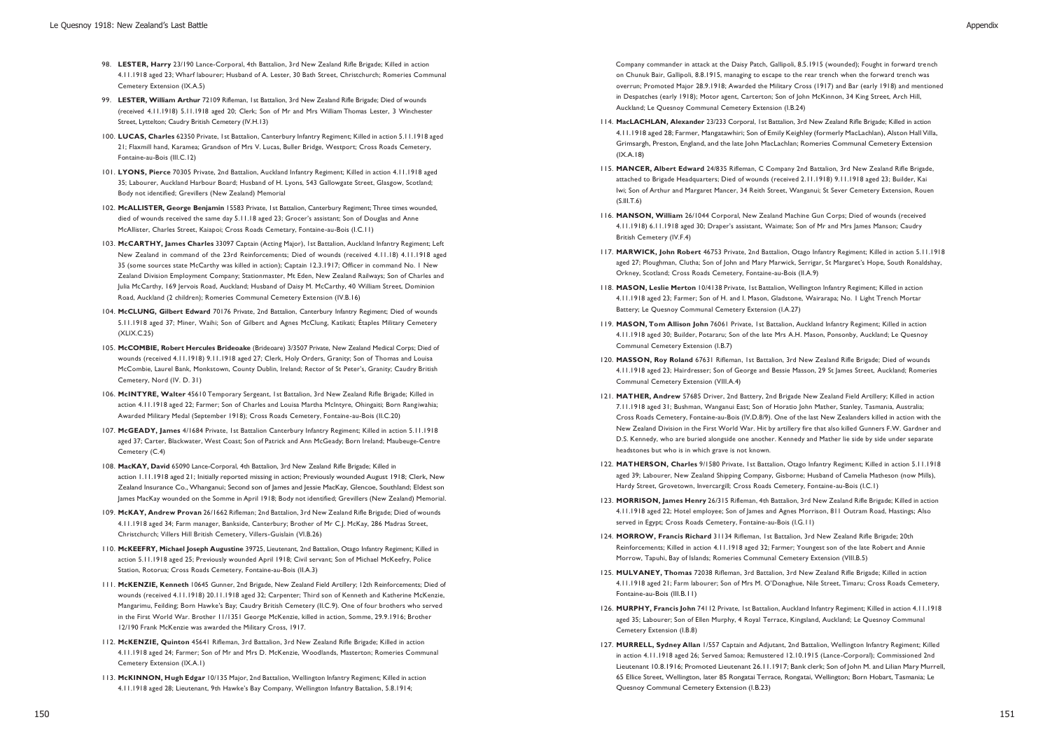98. **LESTER, Harry** 23/190 Lance-Corporal, 4th Battalion, 3rd New Zealand Rifle Brigade; Killed in action 4.11.1918 aged 23; Wharf labourer; Husband of A. Lester, 30 Bath Street, Christchurch; Romeries Communal Cemetery Extension (IX.A.5)

99. **LESTER, William Arthur** 72109 Rifleman, 1st Battalion, 3rd New Zealand Rifle Brigade; Died of wounds (received 4.11.1918) 5.11.1918 aged 20; Clerk; Son of Mr and Mrs William Thomas Lester, 3 Winchester Street, Lyttelton; Caudry British Cemetery (IV.H.13)

100. **LUCAS, Charles** 62350 Private, 1st Battalion, Canterbury Infantry Regiment; Killed in action 5.11.1918 aged 21; Flaxmill hand, Karamea; Grandson of Mrs V. Lucas, Buller Bridge, Westport; Cross Roads Cemetery, Fontaine-au-Bois (III.C.12)

101. **LYONS, Pierce** 70305 Private, 2nd Battalion, Auckland Infantry Regiment; Killed in action 4.11.1918 aged 35; Labourer, Auckland Harbour Board; Husband of H. Lyons, 543 Gallowgate Street, Glasgow, Scotland; Body not identified; Grevillers (New Zealand) Memorial

102. **McALLISTER, George Benjamin** 15583 Private, 1st Battalion, Canterbury Regiment; Three times wounded, died of wounds received the same day 5.11.18 aged 23; Grocer's assistant; Son of Douglas and Anne McAllister, Charles Street, Kaiapoi; Cross Roads Cemetary, Fontaine-au-Bois (I.C.11)

103. **McCARTHY, James Charles** 33097 Captain (Acting Major), 1st Battalion, Auckland Infantry Regiment; Left New Zealand in command of the 23rd Reinforcements; Died of wounds (received 4.11.18) 4.11.1918 aged 35 (some sources state McCarthy was killed in action); Captain 12.3.1917; Officer in command No. 1 New Zealand Division Employment Company; Stationmaster, Mt Eden, New Zealand Railways; Son of Charles and Julia McCarthy, 169 Jervois Road, Auckland; Husband of Daisy M. McCarthy, 40 William Street, Dominion Road, Auckland (2 children); Romeries Communal Cemetery Extension (IV.B.16)

104. **McCLUNG, Gilbert Edward** 70176 Private, 2nd Battalion, Canterbury Infantry Regiment; Died of wounds 5.11.1918 aged 37; Miner, Waihi; Son of Gilbert and Agnes McClung, Katikati; Étaples Military Cemetery (XLIX.C.25)

105. **McCOMBIE, Robert Hercules Brideoake** (Brideoare) 3/3507 Private, New Zealand Medical Corps; Died of wounds (received 4.11.1918) 9.11.1918 aged 27; Clerk, Holy Orders, Granity; Son of Thomas and Louisa McCombie, Laurel Bank, Monkstown, County Dublin, Ireland; Rector of St Peter's, Granity; Caudry British Cemetery, Nord (IV. D. 31)

106. **McINTYRE, Walter** 45610 Temporary Sergeant, 1st Battalion, 3rd New Zealand Rifle Brigade; Killed in action 4.11.1918 aged 22; Farmer; Son of Charles and Louisa Martha McIntyre, Ohingaiti; Born Rangiwahia; Awarded Military Medal (September 1918); Cross Roads Cemetery, Fontaine-au-Bois (II.C.20)

107. **McGEADY, James** 4/1684 Private, 1st Battalion Canterbury Infantry Regiment; Killed in action 5.11.1918 aged 37; Carter, Blackwater, West Coast; Son of Patrick and Ann McGeady; Born Ireland; Maubeuge-Centre Cemetery (C.4)

108. **MacKAY, David** 65090 Lance-Corporal, 4th Battalion, 3rd New Zealand Rifle Brigade; Killed in action 1.11.1918 aged 21; Initially reported missing in action; Previously wounded August 1918; Clerk, New Zealand Insurance Co., Whanganui; Second son of James and Jessie MacKay, Glencoe, Southland; Eldest son James MacKay wounded on the Somme in April 1918; Body not identified; Grevillers (New Zealand) Memorial.

109. **McKAY, Andrew Provan** 26/1662 Rifleman; 2nd Battalion, 3rd New Zealand Rifle Brigade; Killed in action 4.11.1918 aged 34; Farm manager, Bankside, Canterbury; Brother of Mr C.J. McKay, 286 Madras Street, Christchurch; Villers Hill British Cemetery, Villers-Guislain (VI.B.26)

110. **McKEEFRY, Michael Joseph Augustine** 39725, Lieutenant, 2nd Battalion, Otago Infantry Regiment; Killed in action 5.11.1918 aged 25; Previously wounded April 1918; Civil servant; Son of Michael McKeefry, Police Station, Rotorua; Cross Roads Cemetery, Fontaine-au-Bois (II.A.3)

111. **McKENZIE, Kenneth** 10645 Gunner, 2nd Brigade, New Zealand Field Artillery; 12th Reinforcements; Died of wounds (received 4.11.1918) 20.11.1918 aged 32; Carpenter; Third son of Kenneth and Katherine McKenzie, Mangarimu, Feilding; Born Hawke's Bay; Caudry British Cemetery (II.C.9). One of four brothers who served in the First World War. Brother 11/1351 George McKenzie, killed in action, Somme, 29.9.1916; Brother 12/190 Frank McKenzie was awarded the Military Cross, 1917.

112. **McKENZIE, Quinton** 45641 Rifleman, 3rd Battalion, 3rd New Zealand Rifle Brigade; Killed in action 4.11.1918 aged 24; Farmer; Son of Mr and Mrs D. McKenzie, Woodlands, Masterton; Romeries Communal Cemetery Extension (IX.A.1)

113. **McKINNON, Hugh Edgar** 10/135 Major, 2nd Battalion, Wellington Infantry Regiment; Killed in action 4.11.1918 aged 28; Lieutenant, 9th Hawke's Bay Company, Wellington Infantry Battalion, 5.8.1914; Company commander in attack at the Daisy Patch, Gallipoli, 8.5.1915 (wounded); Fought in forward trench on Chunuk Bair, Gallipoli, 8.8.1915, managing to escape to the rear trench when the forward trench was overrun; Promoted Major 28.9.1918; Awarded the Military Cross (1917) and Bar (early 1918) and mentioned in Despatches (early 1918); Motor agent, Carterton; Son of John McKinnon, 34 King Street, Arch Hill, Auckland; Le Quesnoy Communal Cemetery Extension (I.B.24)

114. **MacLACHLAN, Alexander** 23/233 Corporal, 1st Battalion, 3rd New Zealand Rifle Brigade; Killed in action 4.11.1918 aged 28; Farmer, Mangatawhiri; Son of Emily Keighley (formerly MacLachlan), Alston Hall Villa, Grimsargh, Preston, England, and the late John MacLachlan; Romeries Communal Cemetery Extension (IX.A.18)

115. **MANCER, Albert Edward** 24/835 Rifleman, C Company 2nd Battalion, 3rd New Zealand Rifle Brigade, attached to Brigade Headquarters; Died of wounds (received 2.11.1918) 9.11.1918 aged 23; Builder, Kai Iwi; Son of Arthur and Margaret Mancer, 34 Reith Street, Wanganui; St Sever Cemetery Extension, Rouen (S.III.T.6)

116. **MANSON, William** 26/1044 Corporal, New Zealand Machine Gun Corps; Died of wounds (received 4.11.1918) 6.11.1918 aged 30; Draper's assistant, Waimate; Son of Mr and Mrs James Manson; Caudry British Cemetery (IV.F.4)

117. **MARWICK, John Robert** 46753 Private, 2nd Battalion, Otago Infantry Regiment; Killed in action 5.11.1918 aged 27; Ploughman, Clutha; Son of John and Mary Marwick, Serrigar, St Margaret's Hope, South Ronaldshay, Orkney, Scotland; Cross Roads Cemetery, Fontaine-au-Bois (II.A.9)

118. **MASON, Leslie Merton** 10/4138 Private, 1st Battalion, Wellington Infantry Regiment; Killed in action 4.11.1918 aged 23; Farmer; Son of H. and I. Mason, Gladstone, Wairarapa; No. 1 Light Trench Mortar Battery; Le Quesnoy Communal Cemetery Extension (I.A.27)

119. **MASON, Tom Allison John** 76061 Private, 1st Battalion, Auckland Infantry Regiment; Killed in action 4.11.1918 aged 30; Builder, Potararu; Son of the late Mrs A.H. Mason, Ponsonby, Auckland; Le Quesnoy Communal Cemetery Extension (I.B.7)

120. **MASSON, Roy Roland** 67631 Rifleman, 1st Battalion, 3rd New Zealand Rifle Brigade; Died of wounds 4.11.1918 aged 23; Hairdresser; Son of George and Bessie Masson, 29 St James Street, Auckland; Romeries Communal Cemetery Extension (VIII.A.4)

121. **MATHER, Andrew** 57685 Driver, 2nd Battery, 2nd Brigade New Zealand Field Artillery; Killed in action 7.11.1918 aged 31; Bushman, Wanganui East; Son of Horatio John Mather, Stanley, Tasmania, Australia; Cross Roads Cemetery, Fontaine-au-Bois (IV.D.8/9). One of the last New Zealanders killed in action with the New Zealand Division in the First World War. Hit by artillery fire that also killed Gunners F.W. Gardner and D.S. Kennedy, who are buried alongside one another. Kennedy and Mather lie side by side under separate headstones but who is in which grave is not known.

122. **MATHERSON, Charles** 9/1580 Private, 1st Battalion, Otago Infantry Regiment; Killed in action 5.11.1918 aged 39; Labourer, New Zealand Shipping Company, Gisborne; Husband of Camelia Matheson (now Mills), Hardy Street, Grovetown, Invercargill; Cross Roads Cemetery, Fontaine-au-Bois (I.C.1)

123. **MORRISON, James Henry** 26/315 Rifleman, 4th Battalion, 3rd New Zealand Rifle Brigade; Killed in action 4.11.1918 aged 22; Hotel employee; Son of James and Agnes Morrison, 811 Outram Road, Hastings; Also served in Egypt; Cross Roads Cemetery, Fontaine-au-Bois (I.G.11)

124. **MORROW, Francis Richard** 31134 Rifleman, 1st Battalion, 3rd New Zealand Rifle Brigade; 20th Reinforcements; Killed in action 4.11.1918 aged 32; Farmer; Youngest son of the late Robert and Annie Morrow, Tapuhi, Bay of Islands; Romeries Communal Cemetery Extension (VIII.B.5)

125. **MULVANEY, Thomas** 72038 Rifleman, 3rd Battalion, 3rd New Zealand Rifle Brigade; Killed in action 4.11.1918 aged 21; Farm labourer; Son of Mrs M. O'Donaghue, Nile Street, Timaru; Cross Roads Cemetery, Fontaine-au-Bois (III.B.11)

126. **MURPHY, Francis John** 74112 Private, 1st Battalion, Auckland Infantry Regiment; Killed in action 4.11.1918 aged 35; Labourer; Son of Ellen Murphy, 4 Royal Terrace, Kingsland, Auckland; Le Quesnoy Communal Cemetery Extension (I.B.8)

127. **MURRELL, Sydney Allan** 1/557 Captain and Adjutant, 2nd Battalion, Wellington Infantry Regiment; Killed in action 4.11.1918 aged 26; Served Samoa; Remustered 12.10.1915 (Lance-Corporal); Commissioned 2nd Lieutenant 10.8.1916; Promoted Lieutenant 26.11.1917; Bank clerk; Son of John M. and Lilian Mary Murrell, 65 Ellice Street, Wellington, later 85 Rongatai Terrace, Rongatai, Wellington; Born Hobart, Tasmania; Le Quesnoy Communal Cemetery Extension (I.B.23)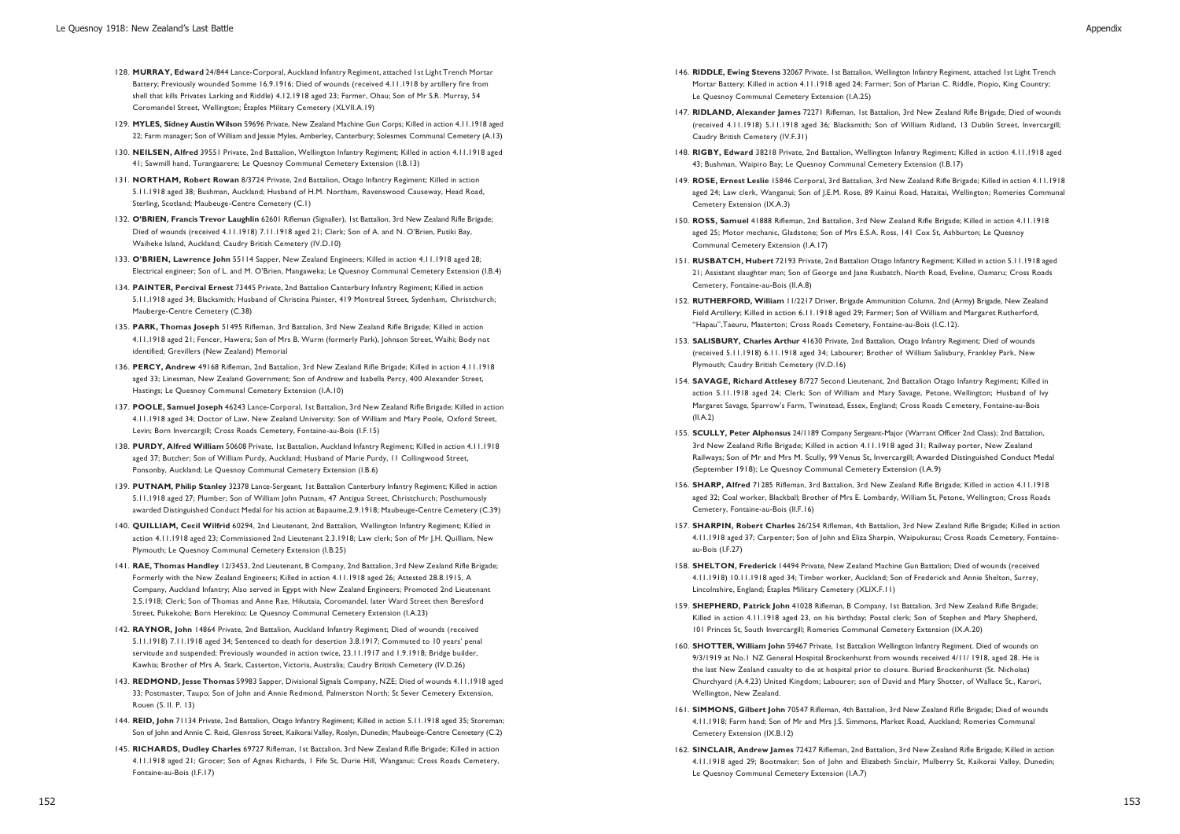128. **MURRAY, Edward** 24/844 Lance-Corporal, Auckland Infantry Regiment, attached 1st Light Trench Mortar Battery; Previously wounded Somme 16.9.1916; Died of wounds (received 4.11.1918 by artillery fire from shell that kills Privates Larking and Riddle) 4.12.1918 aged 23; Farmer, Ohau; Son of Mr S.R. Murray, 54 Coromandel Street, Wellington; Étaples Military Cemetery (XLVII.A.19)

129. **MYLES, Sidney Austin Wilson** 59696 Private, New Zealand Machine Gun Corps; Killed in action 4.11.1918 aged 22; Farm manager; Son of William and Jessie Myles, Amberley, Canterbury; Solesmes Communal Cemetery (A.13)

130. **NEILSEN, Alfred** 39551 Private, 2nd Battalion, Wellington Infantry Regiment; Killed in action 4.11.1918 aged 41; Sawmill hand, Turangaarere; Le Quesnoy Communal Cemetery Extension (I.B.13)

131. **NORTHAM, Robert Rowan** 8/3724 Private, 2nd Battalion, Otago Infantry Regiment; Killed in action 5.11.1918 aged 38; Bushman, Auckland; Husband of H.M. Northam, Ravenswood Causeway, Head Road, Sterling, Scotland; Maubeuge-Centre Cemetery (C.1)

132. **O'BRIEN, Francis Trevor Laughlin** 62601 Rifleman (Signaller), 1st Battalion, 3rd New Zealand Rifle Brigade; Died of wounds (received 4.11.1918) 7.11.1918 aged 21; Clerk; Son of A. and N. O'Brien, Putiki Bay, Waiheke Island, Auckland; Caudry British Cemetery (IV.D.10)

133. **O'BRIEN, Lawrence John** 55114 Sapper, New Zealand Engineers; Killed in action 4.11.1918 aged 28; Electrical engineer; Son of L. and M. O'Brien, Mangaweka; Le Quesnoy Communal Cemetery Extension (I.B.4)

134. **PAINTER, Percival Ernest** 73445 Private, 2nd Battalion Canterbury Infantry Regiment; Killed in action 5.11.1918 aged 34; Blacksmith; Husband of Christina Painter, 419 Montreal Street, Sydenham, Christchurch; Mauberge-Centre Cemetery (C.38)

135. **PARK, Thomas Joseph** 51495 Rifleman, 3rd Battalion, 3rd New Zealand Rifle Brigade; Killed in action 4.11.1918 aged 21; Fencer, Hawera; Son of Mrs B. Wurm (formerly Park), Johnson Street, Waihi; Body not identified; Grevillers (New Zealand) Memorial

136. **PERCY, Andrew** 49168 Rifleman, 2nd Battalion, 3rd New Zealand Rifle Brigade; Killed in action 4.11.1918 aged 33; Linesman, New Zealand Government; Son of Andrew and Isabella Percy, 400 Alexander Street, Hastings; Le Quesnoy Communal Cemetery Extension (I.A.10)

137. **POOLE, Samuel Joseph** 46243 Lance-Corporal, 1st Battalion, 3rd New Zealand Rifle Brigade; Killed in action 4.11.1918 aged 34; Doctor of Law, New Zealand University; Son of William and Mary Poole, Oxford Street, Levin; Born Invercargill; Cross Roads Cemetery, Fontaine-au-Bois (I.F.15)

138. **PURDY, Alfred William** 50608 Private, 1st Battalion, Auckland Infantry Regiment; Killed in action 4.11.1918 aged 37; Butcher; Son of William Purdy, Auckland; Husband of Marie Purdy, 11 Collingwood Street, Ponsonby, Auckland; Le Quesnoy Communal Cemetery Extension (I.B.6)

139. **PUTNAM, Philip Stanley** 32378 Lance-Sergeant, 1st Battalion Canterbury Infantry Regiment; Killed in action 5.11.1918 aged 27; Plumber; Son of William John Putnam, 47 Antigua Street, Christchurch; Posthumously awarded Distinguished Conduct Medal for his action at Bapaume,2.9.1918; Maubeuge-Centre Cemetery (C.39)

140. **QUILLIAM, Cecil Wilfrid** 60294, 2nd Lieutenant, 2nd Battalion, Wellington Infantry Regiment; Killed in action 4.11.1918 aged 23; Commissioned 2nd Lieutenant 2.3.1918; Law clerk; Son of Mr J.H. Quilliam, New Plymouth; Le Quesnoy Communal Cemetery Extension (I.B.25)

141. **RAE, Thomas Handley** 12/3453, 2nd Lieutenant, B Company, 2nd Battalion, 3rd New Zealand Rifle Brigade; Formerly with the New Zealand Engineers; Killed in action 4.11.1918 aged 26; Attested 28.8.1915, A Company, Auckland Infantry; Also served in Egypt with New Zealand Engineers; Promoted 2nd Lieutenant 2.5.1918; Clerk; Son of Thomas and Anne Rae, Hikutaia, Coromandel, later Ward Street then Beresford Street, Pukekohe; Born Herekino; Le Quesnoy Communal Cemetery Extension (I.A.23)

142. **RAYNOR, John** 14864 Private, 2nd Battalion, Auckland Infantry Regiment; Died of wounds (received 5.11.1918) 7.11.1918 aged 34; Sentenced to death for desertion 3.8.1917; Commuted to 10 years' penal servitude and suspended; Previously wounded in action twice, 23.11.1917 and 1.9.1918; Bridge builder, Kawhia; Brother of Mrs A. Stark, Casterton, Victoria, Australia; Caudry British Cemetery (IV.D.26)

143. **REDMOND, Jesse Thomas** 59983 Sapper, Divisional Signals Company, NZE; Died of wounds 4.11.1918 aged 33; Postmaster, Taupo; Son of John and Annie Redmond, Palmerston North; St Sever Cemetery Extension, Rouen (S. II. P. 13)

144. **REID, John** 71134 Private, 2nd Battalion, Otago Infantry Regiment; Killed in action 5.11.1918 aged 35; Storeman; Son of John and Annie C. Reid, Glenross Street, Kaikorai Valley, Roslyn, Dunedin; Maubeuge-Centre Cemetery (C.2)

145. **RICHARDS, Dudley Charles** 69727 Rifleman, 1st Battalion, 3rd New Zealand Rifle Brigade; Killed in action 4.11.1918 aged 21; Grocer; Son of Agnes Richards, 1 Fife St, Durie Hill, Wanganui; Cross Roads Cemetery, Fontaine-au-Bois (I.F.17)

146. **RIDDLE, Ewing Stevens** 32067 Private, 1st Battalion, Wellington Infantry Regiment, attached 1st Light Trench Mortar Battery; Killed in action 4.11.1918 aged 24; Farmer; Son of Marian C. Riddle, Piopio, King Country; Le Quesnoy Communal Cemetery Extension (I.A.25)

147. **RIDLAND, Alexander James** 72271 Rifleman, 1st Battalion, 3rd New Zealand Rifle Brigade; Died of wounds (received 4.11.1918) 5.11.1918 aged 36; Blacksmith; Son of William Ridland, 13 Dublin Street, Invercargill; Caudry British Cemetery (IV.F.31)

148. **RIGBY, Edward** 38218 Private, 2nd Battalion, Wellington Infantry Regiment; Killed in action 4.11.1918 aged 43; Bushman, Waipiro Bay; Le Quesnoy Communal Cemetery Extension (I.B.17)

149. **ROSE, Ernest Leslie** 15846 Corporal, 3rd Battalion, 3rd New Zealand Rifle Brigade; Killed in action 4.11.1918 aged 24; Law clerk, Wanganui; Son of J.E.M. Rose, 89 Kainui Road, Hataitai, Wellington; Romeries Communal Cemetery Extension (IX.A.3)

150. **ROSS, Samuel** 41888 Rifleman, 2nd Battalion, 3rd New Zealand Rifle Brigade; Killed in action 4.11.1918 aged 25; Motor mechanic, Gladstone; Son of Mrs E.S.A. Ross, 141 Cox St, Ashburton; Le Quesnoy Communal Cemetery Extension (I.A.17)

151. **RUSBATCH, Hubert** 72193 Private, 2nd Battalion Otago Infantry Regiment; Killed in action 5.11.1918 aged 21; Assistant slaughter man; Son of George and Jane Rusbatch, North Road, Eveline, Oamaru; Cross Roads Cemetery, Fontaine-au-Bois (II.A.8)

152. **RUTHERFORD, William** 11/2217 Driver, Brigade Ammunition Column, 2nd (Army) Brigade, New Zealand Field Artillery; Killed in action 6.11.1918 aged 29; Farmer; Son of William and Margaret Rutherford, "Hapau",Taeuru, Masterton; Cross Roads Cemetery, Fontaine-au-Bois (I.C.12).

153. **SALISBURY, Charles Arthur** 41630 Private, 2nd Battalion, Otago Infantry Regiment; Died of wounds (received 5.11.1918) 6.11.1918 aged 34; Labourer; Brother of William Salisbury, Frankley Park, New Plymouth; Caudry British Cemetery (IV.D.16)

154. **SAVAGE, Richard Attlesey** 8/727 Second Lieutenant, 2nd Battalion Otago Infantry Regiment; Killed in action 5.11.1918 aged 24; Clerk; Son of William and Mary Savage, Petone, Wellington; Husband of Ivy Margaret Savage, Sparrow's Farm, Twinstead, Essex, England; Cross Roads Cemetery, Fontaine-au-Bois (II.A.2)

155. **SCULLY, Peter Alphonsus** 24/1189 Company Sergeant-Major (Warrant Officer 2nd Class); 2nd Battalion, 3rd New Zealand Rifle Brigade; Killed in action 4.11.1918 aged 31; Railway porter, New Zealand Railways; Son of Mr and Mrs M. Scully, 99 Venus St, Invercargill; Awarded Distinguished Conduct Medal (September 1918); Le Quesnoy Communal Cemetery Extension (I.A.9)

156. **SHARP, Alfred** 71285 Rifleman, 3rd Battalion, 3rd New Zealand Rifle Brigade; Killed in action 4.11.1918 aged 32; Coal worker, Blackball; Brother of Mrs E. Lombardy, William St, Petone, Wellington; Cross Roads Cemetery, Fontaine-au-Bois (II.F.16)

157. **SHARPIN, Robert Charles** 26/254 Rifleman, 4th Battalion, 3rd New Zealand Rifle Brigade; Killed in action 4.11.1918 aged 37; Carpenter; Son of John and Eliza Sharpin, Waipukurau; Cross Roads Cemetery, Fontaine-au-Bois (I.F.27)

158. **SHELTON, Frederick** 14494 Private, New Zealand Machine Gun Battalion; Died of wounds (received 4.11.1918) 10.11.1918 aged 34; Timber worker, Auckland; Son of Frederick and Annie Shelton, Surrey, Lincolnshire, England; Étaples Military Cemetery (XLIX.F.11)

159. **SHEPHERD, Patrick John** 41028 Rifleman, B Company, 1st Battalion, 3rd New Zealand Rifle Brigade; Killed in action 4.11.1918 aged 23, on his birthday; Postal clerk; Son of Stephen and Mary Shepherd, 101 Princes St, South Invercargill; Romeries Communal Cemetery Extension (IX.A.20)

160. **SHOTTER, William John** 59467 Private, 1st Battalion Wellington Infantry Regiment. Died of wounds on 9/3/1919 at No.1 NZ General Hospital Brockenhurst from wounds received 4/11/ 1918, aged 28. He is the last New Zealand casualty to die at hospital prior to closure. Buried Brockenhurst (St. Nicholas) Churchyard (A.4.23) United Kingdom; Labourer; son of David and Mary Shotter, of Wallace St., Karori, Wellington, New Zealand.

161. **SIMMONS, Gilbert John** 70547 Rifleman, 4th Battalion, 3rd New Zealand Rifle Brigade; Died of wounds 4.11.1918; Farm hand; Son of Mr and Mrs J.S. Simmons, Market Road, Auckland; Romeries Communal Cemetery Extension (IX.B.12)

162. **SINCLAIR, Andrew James** 72427 Rifleman, 2nd Battalion, 3rd New Zealand Rifle Brigade; Killed in action 4.11.1918 aged 29; Bootmaker; Son of John and Elizabeth Sinclair, Mulberry St, Kaikorai Valley, Dunedin; Le Quesnoy Communal Cemetery Extension (I.A.7)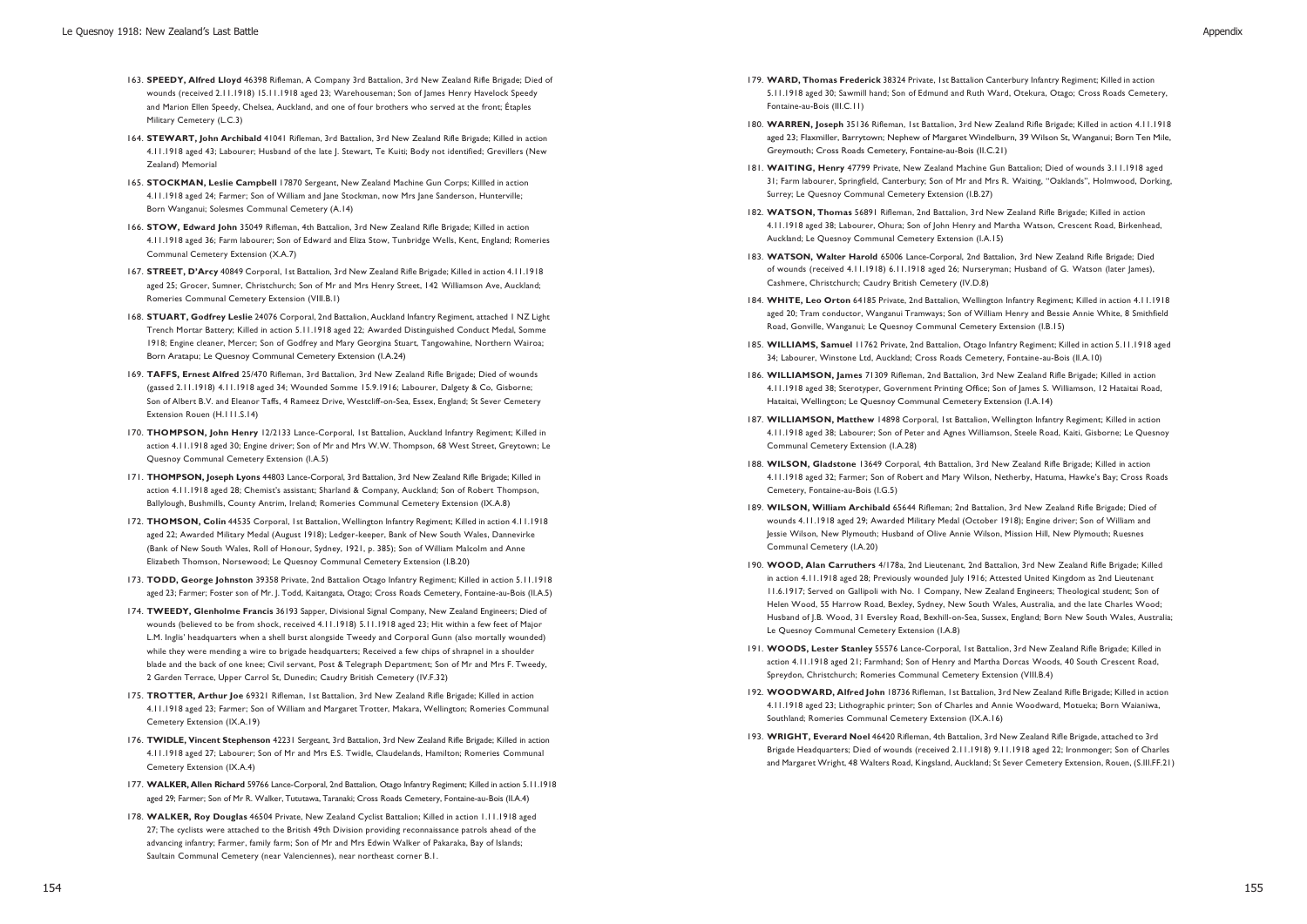163. **SPEEDY, Alfred Lloyd** 46398 Rifleman, A Company 3rd Battalion, 3rd New Zealand Rifle Brigade; Died of wounds (received 2.11.1918) 15.11.1918 aged 23; Warehouseman; Son of James Henry Havelock Speedy and Marion Ellen Speedy, Chelsea, Auckland, and one of four brothers who served at the front; Étaples Military Cemetery (L.C.3)

164. **STEWART, John Archibald** 41041 Rifleman, 3rd Battalion, 3rd New Zealand Rifle Brigade; Killed in action 4.11.1918 aged 43; Labourer; Husband of the late J. Stewart, Te Kuiti; Body not identified; Grevillers (New Zealand) Memorial

165. **STOCKMAN, Leslie Campbell** 17870 Sergeant, New Zealand Machine Gun Corps; Killled in action 4.11.1918 aged 24; Farmer; Son of William and Jane Stockman, now Mrs Jane Sanderson, Hunterville; Born Wanganui; Solesmes Communal Cemetery (A.14)

166. **STOW, Edward John** 35049 Rifleman, 4th Battalion, 3rd New Zealand Rifle Brigade; Killed in action 4.11.1918 aged 36; Farm labourer; Son of Edward and Eliza Stow, Tunbridge Wells, Kent, England; Romeries Communal Cemetery Extension (X.A.7)

167. **STREET, D'Arcy** 40849 Corporal, 1st Battalion, 3rd New Zealand Rifle Brigade; Killed in action 4.11.1918 aged 25; Grocer, Sumner, Christchurch; Son of Mr and Mrs Henry Street, 142 Williamson Ave, Auckland; Romeries Communal Cemetery Extension (VIII.B.1)

168. **STUART, Godfrey Leslie** 24076 Corporal, 2nd Battalion, Auckland Infantry Regiment, attached 1 NZ Light Trench Mortar Battery; Killed in action 5.11.1918 aged 22; Awarded Distinguished Conduct Medal, Somme 1918; Engine cleaner, Mercer; Son of Godfrey and Mary Georgina Stuart, Tangowahine, Northern Wairoa; Born Aratapu; Le Quesnoy Communal Cemetery Extension (I.A.24)

169. **TAFFS, Ernest Alfred** 25/470 Rifleman, 3rd Battalion, 3rd New Zealand Rifle Brigade; Died of wounds (gassed 2.11.1918) 4.11.1918 aged 34; Wounded Somme 15.9.1916; Labourer, Dalgety & Co, Gisborne; Son of Albert B.V. and Eleanor Taffs, 4 Rameez Drive, Westcliff-on-Sea, Essex, England; St Sever Cemetery Extension Rouen (H.111.S.14)

170. **THOMPSON, John Henry** 12/2133 Lance-Corporal, 1st Battalion, Auckland Infantry Regiment; Killed in action 4.11.1918 aged 30; Engine driver; Son of Mr and Mrs W.W. Thompson, 68 West Street, Greytown; Le Quesnoy Communal Cemetery Extension (I.A.5)

171. **THOMPSON, Joseph Lyons** 44803 Lance-Corporal, 3rd Battalion, 3rd New Zealand Rifle Brigade; Killed in action 4.11.1918 aged 28; Chemist's assistant; Sharland & Company, Auckland; Son of Robert Thompson, Ballylough, Bushmills, County Antrim, Ireland; Romeries Communal Cemetery Extension (IX.A.8)

172. **THOMSON, Colin** 44535 Corporal, 1st Battalion, Wellington Infantry Regiment; Killed in action 4.11.1918 aged 22; Awarded Military Medal (August 1918); Ledger-keeper, Bank of New South Wales, Dannevirke (Bank of New South Wales, Roll of Honour, Sydney, 1921, p. 385); Son of William Malcolm and Anne Elizabeth Thomson, Norsewood; Le Quesnoy Communal Cemetery Extension (I.B.20)

173. **TODD, George Johnston** 39358 Private, 2nd Battalion Otago Infantry Regiment; Killed in action 5.11.1918 aged 23; Farmer; Foster son of Mr. J. Todd, Kaitangata, Otago; Cross Roads Cemetery, Fontaine-au-Bois (II.A.5)

174. **TWEEDY, Glenholme Francis** 36193 Sapper, Divisional Signal Company, New Zealand Engineers; Died of wounds (believed to be from shock, received 4.11.1918) 5.11.1918 aged 23; Hit within a few feet of Major L.M. Inglis' headquarters when a shell burst alongside Tweedy and Corporal Gunn (also mortally wounded) while they were mending a wire to brigade headquarters; Received a few chips of shrapnel in a shoulder blade and the back of one knee; Civil servant, Post & Telegraph Department; Son of Mr and Mrs F. Tweedy, 2 Garden Terrace, Upper Carrol St, Dunedin; Caudry British Cemetery (IV.F.32)

175. **TROTTER, Arthur Joe** 69321 Rifleman, 1st Battalion, 3rd New Zealand Rifle Brigade; Killed in action 4.11.1918 aged 23; Farmer; Son of William and Margaret Trotter, Makara, Wellington; Romeries Communal Cemetery Extension (IX.A.19)

176. **TWIDLE, Vincent Stephenson** 42231 Sergeant, 3rd Battalion, 3rd New Zealand Rifle Brigade; Killed in action 4.11.1918 aged 27; Labourer; Son of Mr and Mrs E.S. Twidle, Claudelands, Hamilton; Romeries Communal Cemetery Extension (IX.A.4)

177. **WALKER, Allen Richard** 59766 Lance-Corporal, 2nd Battalion, Otago Infantry Regiment; Killed in action 5.11.1918 aged 29; Farmer; Son of Mr R. Walker, Tututawa, Taranaki; Cross Roads Cemetery, Fontaine-au-Bois (II.A.4)

178. **WALKER, Roy Douglas** 46504 Private, New Zealand Cyclist Battalion; Killed in action 1.11.1918 aged 27; The cyclists were attached to the British 49th Division providing reconnaissance patrols ahead of the advancing infantry; Farmer, family farm; Son of Mr and Mrs Edwin Walker of Pakaraka, Bay of Islands; Saultain Communal Cemetery (near Valenciennes), near northeast corner B.1.

179. **WARD, Thomas Frederick** 38324 Private, 1st Battalion Canterbury Infantry Regiment; Killed in action 5.11.1918 aged 30; Sawmill hand; Son of Edmund and Ruth Ward, Otekura, Otago; Cross Roads Cemetery, Fontaine-au-Bois (III.C.11)

180. **WARREN, Joseph** 35136 Rifleman, 1st Battalion, 3rd New Zealand Rifle Brigade; Killed in action 4.11.1918 aged 23; Flaxmiller, Barrytown; Nephew of Margaret Windelburn, 39 Wilson St, Wanganui; Born Ten Mile, Greymouth; Cross Roads Cemetery, Fontaine-au-Bois (II.C.21)

181. **WAITING, Henry** 47799 Private, New Zealand Machine Gun Battalion; Died of wounds 3.11.1918 aged 31; Farm labourer, Springfield, Canterbury; Son of Mr and Mrs R. Waiting, "Oaklands", Holmwood, Dorking, Surrey; Le Quesnoy Communal Cemetery Extension (I.B.27)

182. **WATSON, Thomas** 56891 Rifleman, 2nd Battalion, 3rd New Zealand Rifle Brigade; Killed in action 4.11.1918 aged 38; Labourer, Ohura; Son of John Henry and Martha Watson, Crescent Road, Birkenhead, Auckland; Le Quesnoy Communal Cemetery Extension (I.A.15)

183. **WATSON, Walter Harold** 65006 Lance-Corporal, 2nd Battalion, 3rd New Zealand Rifle Brigade; Died of wounds (received 4.11.1918) 6.11.1918 aged 26; Nurseryman; Husband of G. Watson (later James), Cashmere, Christchurch; Caudry British Cemetery (IV.D.8)

184. **WHITE, Leo Orton** 64185 Private, 2nd Battalion, Wellington Infantry Regiment; Killed in action 4.11.1918 aged 20; Tram conductor, Wanganui Tramways; Son of William Henry and Bessie Annie White, 8 Smithfield Road, Gonville, Wanganui; Le Quesnoy Communal Cemetery Extension (I.B.15)

185. **WILLIAMS, Samuel** 11762 Private, 2nd Battalion, Otago Infantry Regiment; Killed in action 5.11.1918 aged 34; Labourer, Winstone Ltd, Auckland; Cross Roads Cemetery, Fontaine-au-Bois (II.A.10)

186. **WILLIAMSON, James** 71309 Rifleman, 2nd Battalion, 3rd New Zealand Rifle Brigade; Killed in action 4.11.1918 aged 38; Sterotyper, Government Printing Office; Son of James S. Williamson, 12 Hataitai Road, Hataitai, Wellington; Le Quesnoy Communal Cemetery Extension (I.A.14)

187. **WILLIAMSON, Matthew** 14898 Corporal, 1st Battalion, Wellington Infantry Regiment; Killed in action 4.11.1918 aged 38; Labourer; Son of Peter and Agnes Williamson, Steele Road, Kaiti, Gisborne; Le Quesnoy Communal Cemetery Extension (I.A.28)

188. **WILSON, Gladstone** 13649 Corporal, 4th Battalion, 3rd New Zealand Rifle Brigade; Killed in action 4.11.1918 aged 32; Farmer; Son of Robert and Mary Wilson, Netherby, Hatuma, Hawke's Bay; Cross Roads Cemetery, Fontaine-au-Bois (I.G.5)

189. **WILSON, William Archibald** 65644 Rifleman; 2nd Battalion, 3rd New Zealand Rifle Brigade; Died of wounds 4.11.1918 aged 29; Awarded Military Medal (October 1918); Engine driver; Son of William and Jessie Wilson, New Plymouth; Husband of Olive Annie Wilson, Mission Hill, New Plymouth; Ruesnes Communal Cemetery (I.A.20)

190. **WOOD, Alan Carruthers** 4/178a, 2nd Lieutenant, 2nd Battalion, 3rd New Zealand Rifle Brigade; Killed in action 4.11.1918 aged 28; Previously wounded July 1916; Attested United Kingdom as 2nd Lieutenant 11.6.1917; Served on Gallipoli with No. 1 Company, New Zealand Engineers; Theological student; Son of Helen Wood, 55 Harrow Road, Bexley, Sydney, New South Wales, Australia, and the late Charles Wood; Husband of J.B. Wood, 31 Eversley Road, Bexhill-on-Sea, Sussex, England; Born New South Wales, Australia; Le Quesnoy Communal Cemetery Extension (I.A.8)

191. **WOODS, Lester Stanley** 55576 Lance-Corporal, 1st Battalion, 3rd New Zealand Rifle Brigade; Killed in action 4.11.1918 aged 21; Farmhand; Son of Henry and Martha Dorcas Woods, 40 South Crescent Road, Spreydon, Christchurch; Romeries Communal Cemetery Extension (VIII.B.4)

192. **WOODWARD, Alfred John** 18736 Rifleman, 1st Battalion, 3rd New Zealand Rifle Brigade; Killed in action 4.11.1918 aged 23; Lithographic printer; Son of Charles and Annie Woodward, Motueka; Born Waianiwa, Southland; Romeries Communal Cemetery Extension (IX.A.16)

193. **WRIGHT, Everard Noel** 46420 Rifleman, 4th Battalion, 3rd New Zealand Rifle Brigade, attached to 3rd Brigade Headquarters; Died of wounds (received 2.11.1918) 9.11.1918 aged 22; Ironmonger; Son of Charles and Margaret Wright, 48 Walters Road, Kingsland, Auckland; St Sever Cemetery Extension, Rouen, (S.III.FF.21)